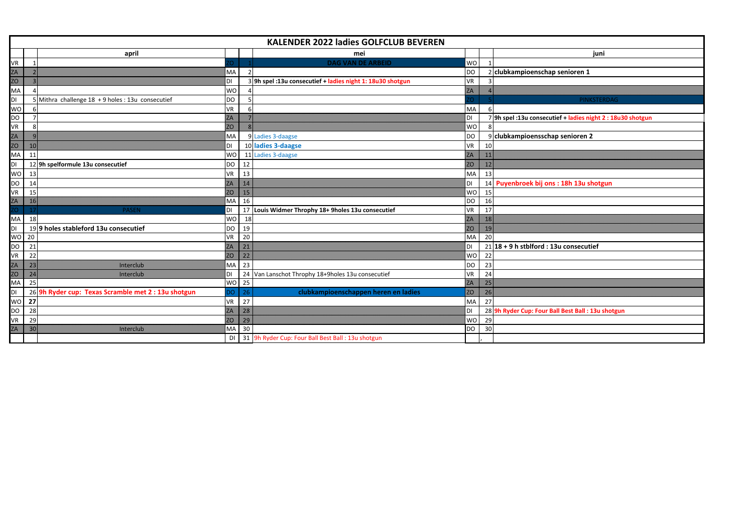| KALENDER 2022 ladies GOLFCLUB BEVEREN | | | | | | | | |
|---|---|---|---|---|---|---|---|---|
| | | april | | | mei | | | juni |
| VR | 1 | | ZO | 1 | DAG VAN DE ARBEID | WO | 1 | |
| ZA | 2 | | MA | 2 | | DO | 2 | **clubkampioenschap senioren 1** |
| ZO | 3 | | DI | 3 | **9h spel :13u consecutief + ladies night 1: 18u30 shotgun** | VR | 3 | |
| MA | 4 | | WO | 4 | | ZA | 4 | |
| DI | 5 | Mithra challenge 18 + 9 holes : 13u consecutief | DO | 5 | | ZO | 5 | PINKSTERDAG |
| WO | 6 | | VR | 6 | | MA | 6 | |
| DO | 7 | | ZA | 7 | | DI | 7 | **9h spel :13u consecutief + ladies night 2 : 18u30 shotgun** |
| VR | 8 | | ZO | 8 | | WO | 8 | |
| ZA | 9 | | MA | 9 | Ladies 3-daagse | DO | 9 | **clubkampioensschap senioren 2** |
| ZO | 10 | | DI | 10 | **ladies 3-daagse** | VR | 10 | |
| MA | 11 | | WO | 11 | Ladies 3-daagse | ZA | 11 | |
| DI | 12 | **9h spelformule 13u consecutief** | DO | 12 | | ZO | 12 | |
| WO | 13 | | VR | 13 | | MA | 13 | |
| DO | 14 | | ZA | 14 | | DI | 14 | **Puyenbroek bij ons : 18h 13u shotgun** |
| VR | 15 | | ZO | 15 | | WO | 15 | |
| ZA | 16 | | MA | 16 | | DO | 16 | |
| ZO | 17 | PASEN | DI | 17 | **Louis Widmer Throphy 18+ 9holes 13u consecutief** | VR | 17 | |
| MA | 18 | | WO | 18 | | ZA | 18 | |
| DI | 19 | **9 holes stableford 13u consecutief** | DO | 19 | | ZO | 19 | |
| WO | 20 | | VR | 20 | | MA | 20 | |
| DO | 21 | | ZA | 21 | | DI | 21 | **18 + 9 h stblford : 13u consecutief** |
| VR | 22 | | ZO | 22 | | WO | 22 | |
| ZA | 23 | interclub | MA | 23 | | DO | 23 | |
| ZO | 24 | interclub | DI | 24 | Van Lanschot Throphy 18+9holes 13u consecutief | VR | 24 | |
| MA | 25 | | WO | 25 | | ZA | 25 | |
| DI | 26 | **9h Ryder cup: Texas Scramble met 2 : 13u shotgun** | DO | 26 | **clubkampioenschappen heren en ladies** | ZO | 26 | |
| WO | **27** | | VR | 27 | | MA | 27 | |
| DO | 28 | | ZA | 28 | | DI | 28 | **9h Ryder Cup: Four Ball Best Ball : 13u shotgun** |
| VR | 29 | | ZO | 29 | | WO | 29 | |
| ZA | 30 | interclub | MA | 30 | | DO | 30 | |
| | | | DI | 31 | 9h Ryder Cup: Four Ball Best Ball : 13u shotgun | | , | |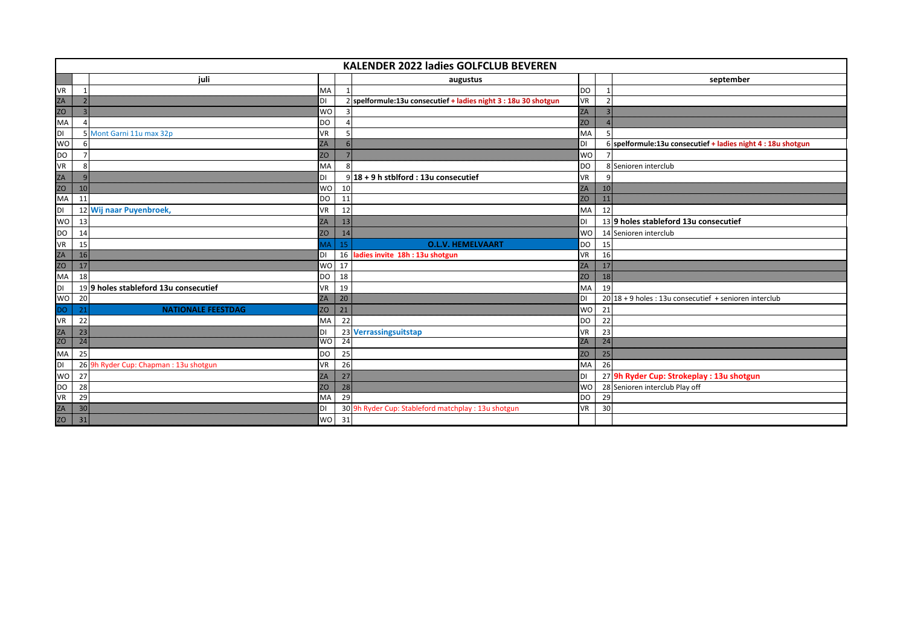# KALENDER 2022 ladies GOLFCLUB BEVEREN

| | | juli | | | augustus | | | september |
|---|---|---|---|---|---|---|---|---|
| VR | 1 | | MA | 1 | | DO | 1 | |
| ZA | 2 | | DI | 2 | **spelformule:13u consecutief + ladies night 3 : 18u 30 shotgun** | VR | 2 | |
| ZO | 3 | | WO | 3 | | ZA | 3 | |
| MA | 4 | | DO | 4 | | ZO | 4 | |
| DI | 5 | Mont Garni 11u max 32p | VR | 5 | | MA | 5 | |
| WO | 6 | | ZA | 6 | | DI | 6 | **spelformule:13u consecutief + ladies night 4 : 18u shotgun** |
| DO | 7 | | ZO | 7 | | WO | 7 | |
| VR | 8 | | MA | 8 | | DO | 8 | Senioren interclub |
| ZA | 9 | | DI | 9 | **18 + 9 h stblford : 13u consecutief** | VR | 9 | |
| ZO | 10 | | WO | 10 | | ZA | 10 | |
| MA | 11 | | DO | 11 | | ZO | 11 | |
| DI | 12 | **Wij naar Puyenbroek,** | VR | 12 | | MA | 12 | |
| WO | 13 | | ZA | 13 | | DI | 13 | **9 holes stableford 13u consecutief** |
| DO | 14 | | ZO | 14 | | WO | 14 | Senioren interclub |
| VR | 15 | | MA | 15 | **O.L.V. HEMELVAART** | DO | 15 | |
| ZA | 16 | | DI | 16 | **ladies invite 18h : 13u shotgun** | VR | 16 | |
| ZO | 17 | | WO | 17 | | ZA | 17 | |
| MA | 18 | | DO | 18 | | ZO | 18 | |
| DI | 19 | **9 holes stableford 13u consecutief** | VR | 19 | | MA | 19 | |
| WO | 20 | | ZA | 20 | | DI | 20 | 18 + 9 holes : 13u consecutief + senioren interclub |
| DO | 21 | **NATIONALE FEESTDAG** | ZO | 21 | | WO | 21 | |
| VR | 22 | | MA | 22 | | DO | 22 | |
| ZA | 23 | | DI | 23 | **Verrassingsuitstap** | VR | 23 | |
| ZO | 24 | | WO | 24 | | ZA | 24 | |
| MA | 25 | | DO | 25 | | ZO | 25 | |
| DI | 26 | 9h Ryder Cup: Chapman : 13u shotgun | VR | 26 | | MA | 26 | |
| WO | 27 | | ZA | 27 | | DI | 27 | **9h Ryder Cup: Strokeplay : 13u shotgun** |
| DO | 28 | | ZO | 28 | | WO | 28 | Senioren interclub Play off |
| VR | 29 | | MA | 29 | | DO | 29 | |
| ZA | 30 | | DI | 30 | 9h Ryder Cup: Stableford matchplay : 13u shotgun | VR | 30 | |
| ZO | 31 | | WO | 31 | | | | |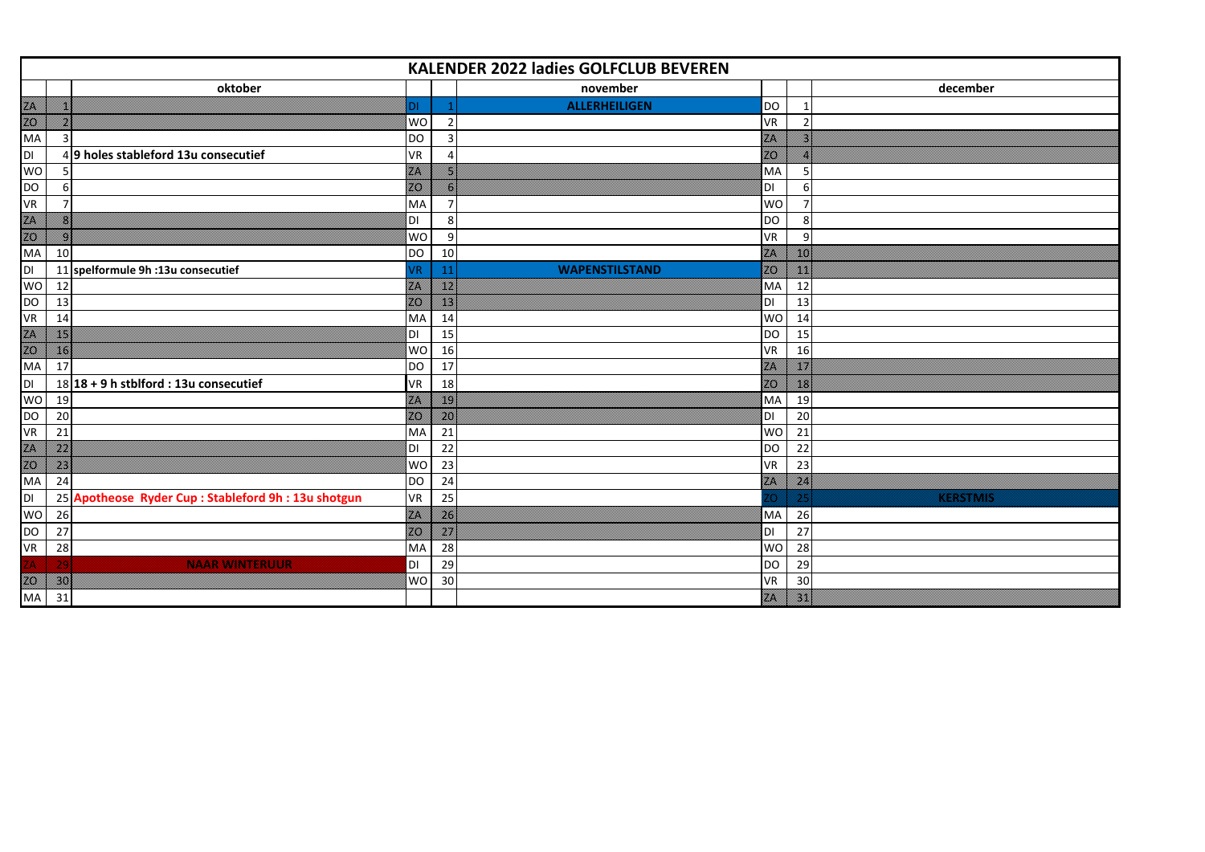# KALENDER 2022 ladies GOLFCLUB BEVEREN

| | | oktober | | | november | | | december |
|---|---|---|---|---|---|---|---|---|
| ZA | 1 | | DI | 1 | **ALLERHEILIGEN** | DO | 1 | |
| ZO | 2 | | WO | 2 | | VR | 2 | |
| MA | 3 | | DO | 3 | | ZA | 3 | |
| DI | 4 | **9 holes stableford 13u consecutief** | VR | 4 | | ZO | 4 | |
| WO | 5 | | ZA | 5 | | MA | 5 | |
| DO | 6 | | ZO | 6 | | DI | 6 | |
| VR | 7 | | MA | 7 | | WO | 7 | |
| ZA | 8 | | DI | 8 | | DO | 8 | |
| ZO | 9 | | WO | 9 | | VR | 9 | |
| MA | 10 | | DO | 10 | | ZA | 10 | |
| DI | 11 | **spelformule 9h :13u consecutief** | VR | 11 | **WAPENSTILSTAND** | ZO | 11 | |
| WO | 12 | | ZA | 12 | | MA | 12 | |
| DO | 13 | | ZO | 13 | | DI | 13 | |
| VR | 14 | | MA | 14 | | WO | 14 | |
| ZA | 15 | | DI | 15 | | DO | 15 | |
| ZO | 16 | | WO | 16 | | VR | 16 | |
| MA | 17 | | DO | 17 | | ZA | 17 | |
| DI | 18 | **18 + 9 h stblford : 13u consecutief** | VR | 18 | | ZO | 18 | |
| WO | 19 | | ZA | 19 | | MA | 19 | |
| DO | 20 | | ZO | 20 | | DI | 20 | |
| VR | 21 | | MA | 21 | | WO | 21 | |
| ZA | 22 | | DI | 22 | | DO | 22 | |
| ZO | 23 | | WO | 23 | | VR | 23 | |
| MA | 24 | | DO | 24 | | ZA | 24 | |
| DI | 25 | **Apotheose Ryder Cup : Stableford 9h : 13u shotgun** | VR | 25 | | ZO | 25 | **KERSTMIS** |
| WO | 26 | | ZA | 26 | | MA | 26 | |
| DO | 27 | | ZO | 27 | | DI | 27 | |
| VR | 28 | | MA | 28 | | WO | 28 | |
| ZA | 29 | **NAAR WINTERUUR** | DI | 29 | | DO | 29 | |
| ZO | 30 | | WO | 30 | | VR | 30 | |
| MA | 31 | | | | | ZA | 31 | |